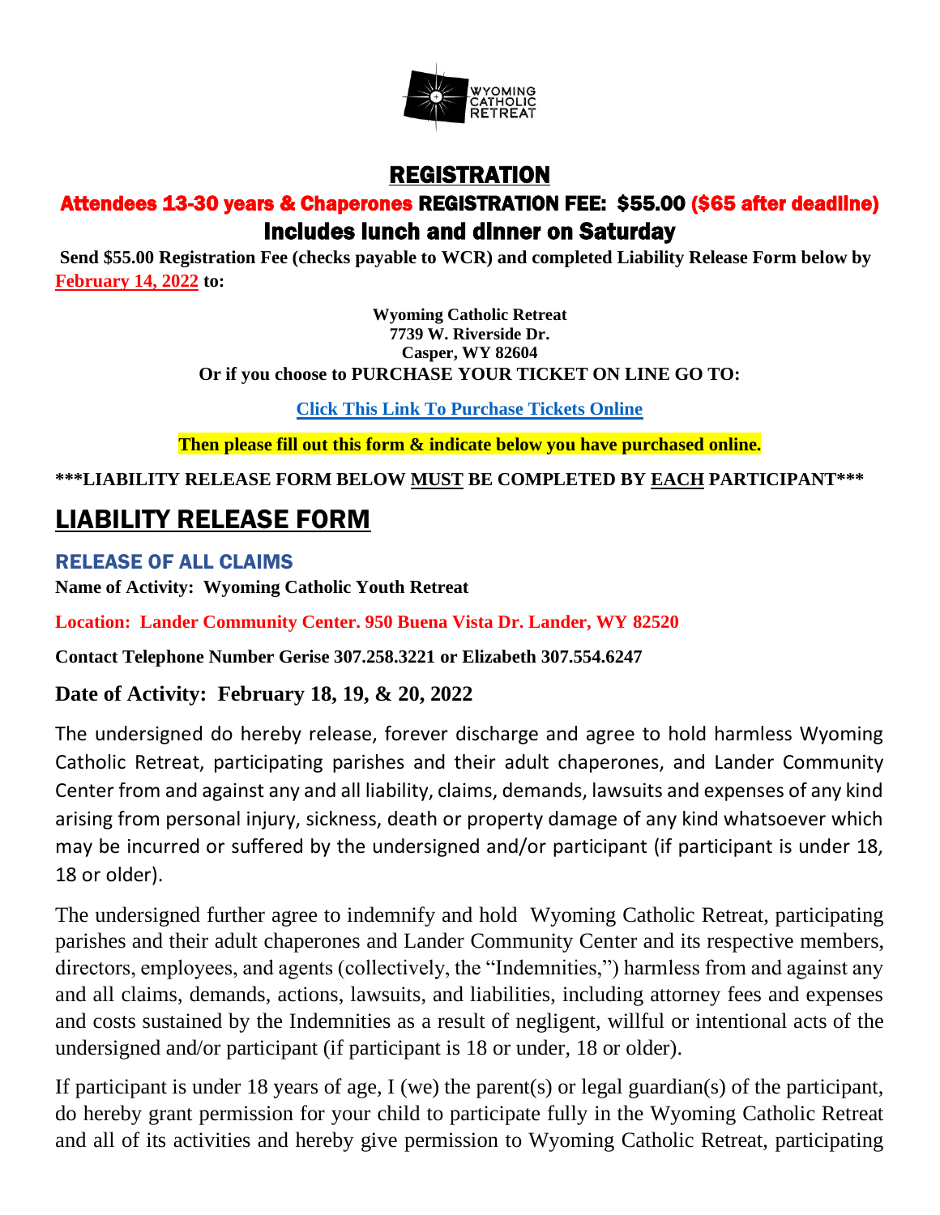WYOMING CATHOLIC RETREAT

# REGISTRATION

## Attendees 13-30 years & Chaperones REGISTRATION FEE: $55.00 ($65 after deadline)

## Includes lunch and dinner on Saturday

**Send $55.00 Registration Fee (checks payable to WCR) and completed Liability Release Form below by February 14, 2022 to:**

**Wyoming Catholic Retreat**
**7739 W. Riverside Dr.**
**Casper, WY 82604**
**Or if you choose to PURCHASE YOUR TICKET ON LINE GO TO:**

**Click This Link To Purchase Tickets Online**

**Then please fill out this form & indicate below you have purchased online.**

**\*\*\*LIABILITY RELEASE FORM BELOW MUST BE COMPLETED BY EACH PARTICIPANT\*\*\***

# LIABILITY RELEASE FORM

### RELEASE OF ALL CLAIMS

**Name of Activity: Wyoming Catholic Youth Retreat**

**Location: Lander Community Center. 950 Buena Vista Dr. Lander, WY 82520**

**Contact Telephone Number Gerise 307.258.3221 or Elizabeth 307.554.6247**

**Date of Activity: February 18, 19, & 20, 2022**

The undersigned do hereby release, forever discharge and agree to hold harmless Wyoming Catholic Retreat, participating parishes and their adult chaperones, and Lander Community Center from and against any and all liability, claims, demands, lawsuits and expenses of any kind arising from personal injury, sickness, death or property damage of any kind whatsoever which may be incurred or suffered by the undersigned and/or participant (if participant is under 18, 18 or older).

The undersigned further agree to indemnify and hold Wyoming Catholic Retreat, participating parishes and their adult chaperones and Lander Community Center and its respective members, directors, employees, and agents (collectively, the "Indemnities,") harmless from and against any and all claims, demands, actions, lawsuits, and liabilities, including attorney fees and expenses and costs sustained by the Indemnities as a result of negligent, willful or intentional acts of the undersigned and/or participant (if participant is 18 or under, 18 or older).

If participant is under 18 years of age, I (we) the parent(s) or legal guardian(s) of the participant, do hereby grant permission for your child to participate fully in the Wyoming Catholic Retreat and all of its activities and hereby give permission to Wyoming Catholic Retreat, participating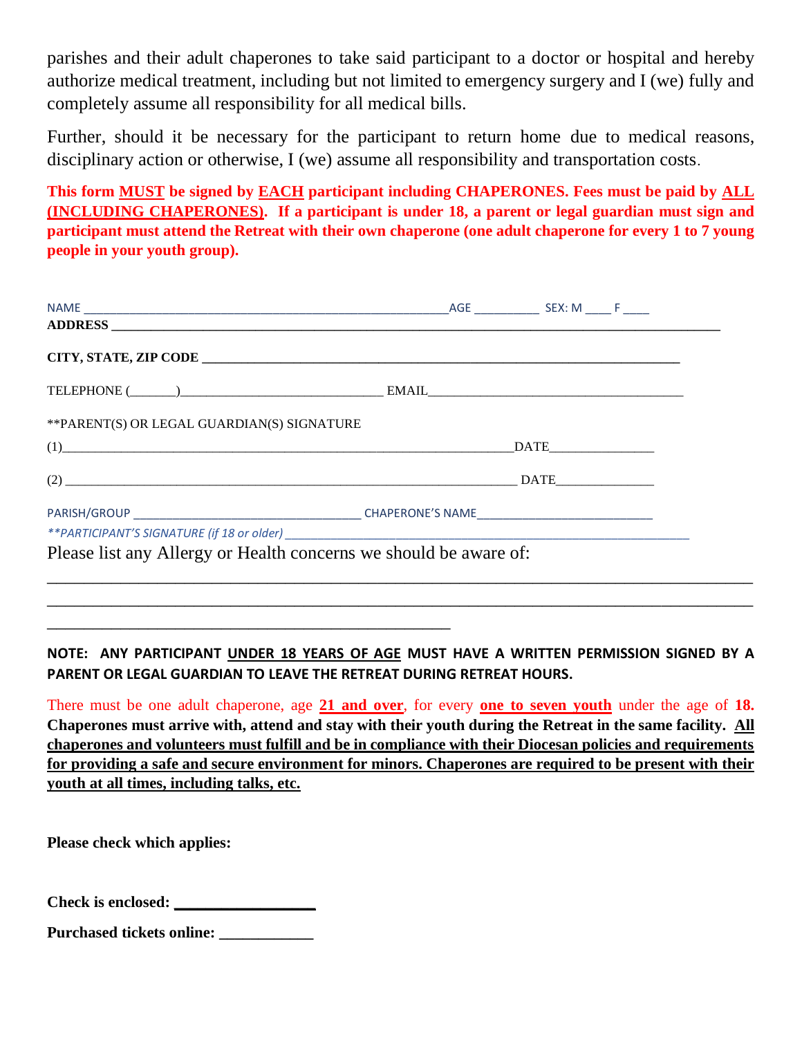parishes and their adult chaperones to take said participant to a doctor or hospital and hereby authorize medical treatment, including but not limited to emergency surgery and I (we) fully and completely assume all responsibility for all medical bills.

Further, should it be necessary for the participant to return home due to medical reasons, disciplinary action or otherwise, I (we) assume all responsibility and transportation costs.

**This form MUST be signed by EACH participant including CHAPERONES. Fees must be paid by ALL (INCLUDING CHAPERONES). If a participant is under 18, a parent or legal guardian must sign and participant must attend the Retreat with their own chaperone (one adult chaperone for every 1 to 7 young people in your youth group).**

NAME ______________________________________________________AGE __________ SEX: M ____ F ____

**ADDRESS** ____________________________________________________________________________________

**CITY, STATE, ZIP CODE** ______________________________________________________________________

TELEPHONE (_______)______________________________ EMAIL_______________________________________

**PARENT(S) OR LEGAL GUARDIAN(S) SIGNATURE

(1)_____________________________________________________________________DATE_______________

(2) _____________________________________________________________________ DATE______________

PARISH/GROUP __________________________________ CHAPERONE'S NAME__________________________

*PARTICIPANT'S SIGNATURE (if 18 or older)* ______________________________________________________________

Please list any Allergy or Health concerns we should be aware of:

____________________________________________________________________________________________

____________________________________________________________________________________________

______________________________________________________

**NOTE: ANY PARTICIPANT UNDER 18 YEARS OF AGE MUST HAVE A WRITTEN PERMISSION SIGNED BY A PARENT OR LEGAL GUARDIAN TO LEAVE THE RETREAT DURING RETREAT HOURS.**

There must be one adult chaperone, age **21 and over**, for every **one to seven youth** under the age of **18.** **Chaperones must arrive with, attend and stay with their youth during the Retreat in the same facility. All chaperones and volunteers must fulfill and be in compliance with their Diocesan policies and requirements for providing a safe and secure environment for minors. Chaperones are required to be present with their youth at all times, including talks, etc.**

**Please check which applies:**

**Check is enclosed:** ________________

**Purchased tickets online:** ____________